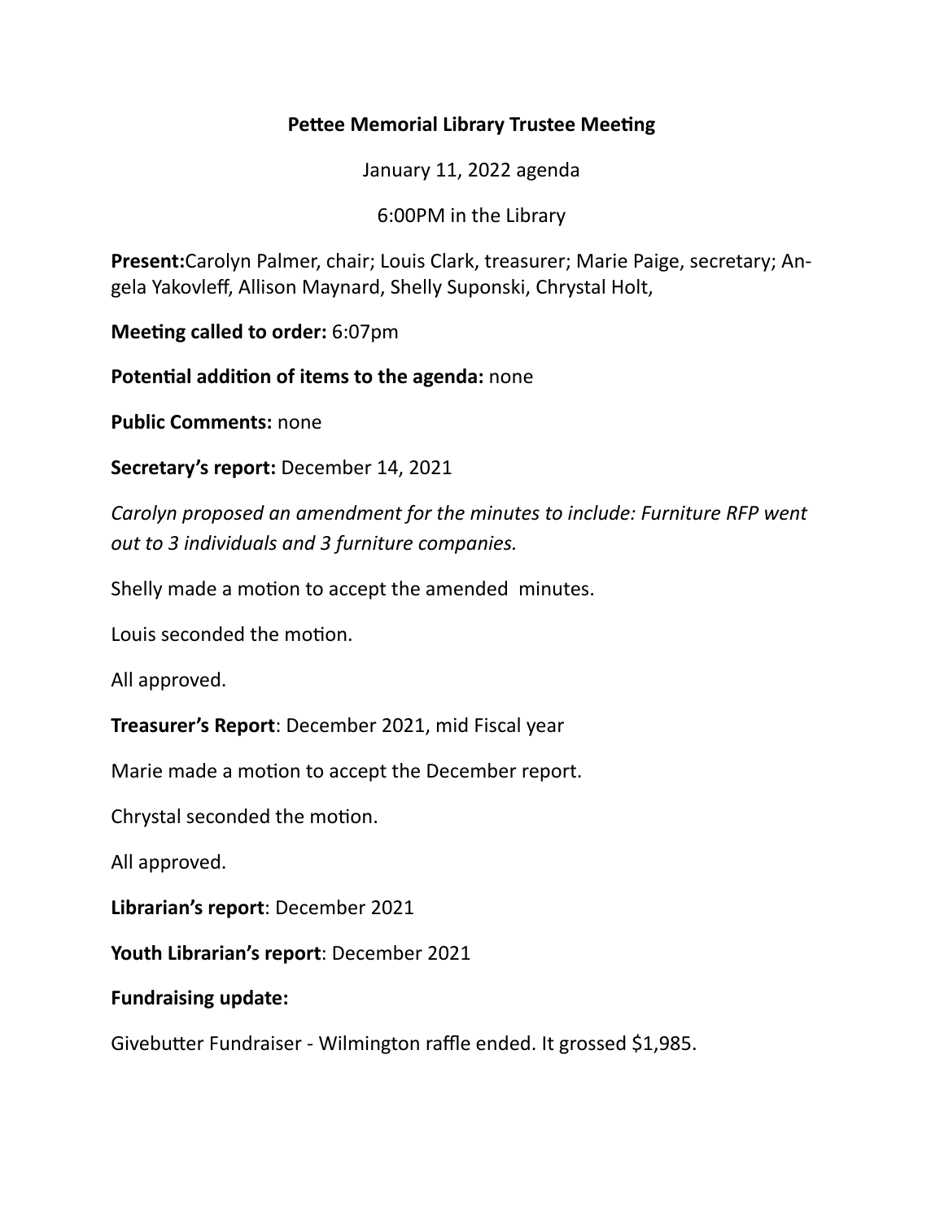**Pettee Memorial Library Trustee Meeting**

January 11, 2022 agenda

6:00PM in the Library

**Present:**Carolyn Palmer, chair; Louis Clark, treasurer; Marie Paige, secretary; Angela Yakovleff, Allison Maynard, Shelly Suponski, Chrystal Holt,

**Meeting called to order:** 6:07pm

**Potential addition of items to the agenda:** none

**Public Comments:** none

**Secretary's report:** December 14, 2021

*Carolyn proposed an amendment for the minutes to include: Furniture RFP went out to 3 individuals and 3 furniture companies.*

Shelly made a motion to accept the amended minutes.

Louis seconded the motion.

All approved.

**Treasurer's Report**: December 2021, mid Fiscal year

Marie made a motion to accept the December report.

Chrystal seconded the motion.

All approved.

**Librarian's report**: December 2021

**Youth Librarian's report**: December 2021

**Fundraising update:**

Givebutter Fundraiser - Wilmington raffle ended. It grossed $1,985.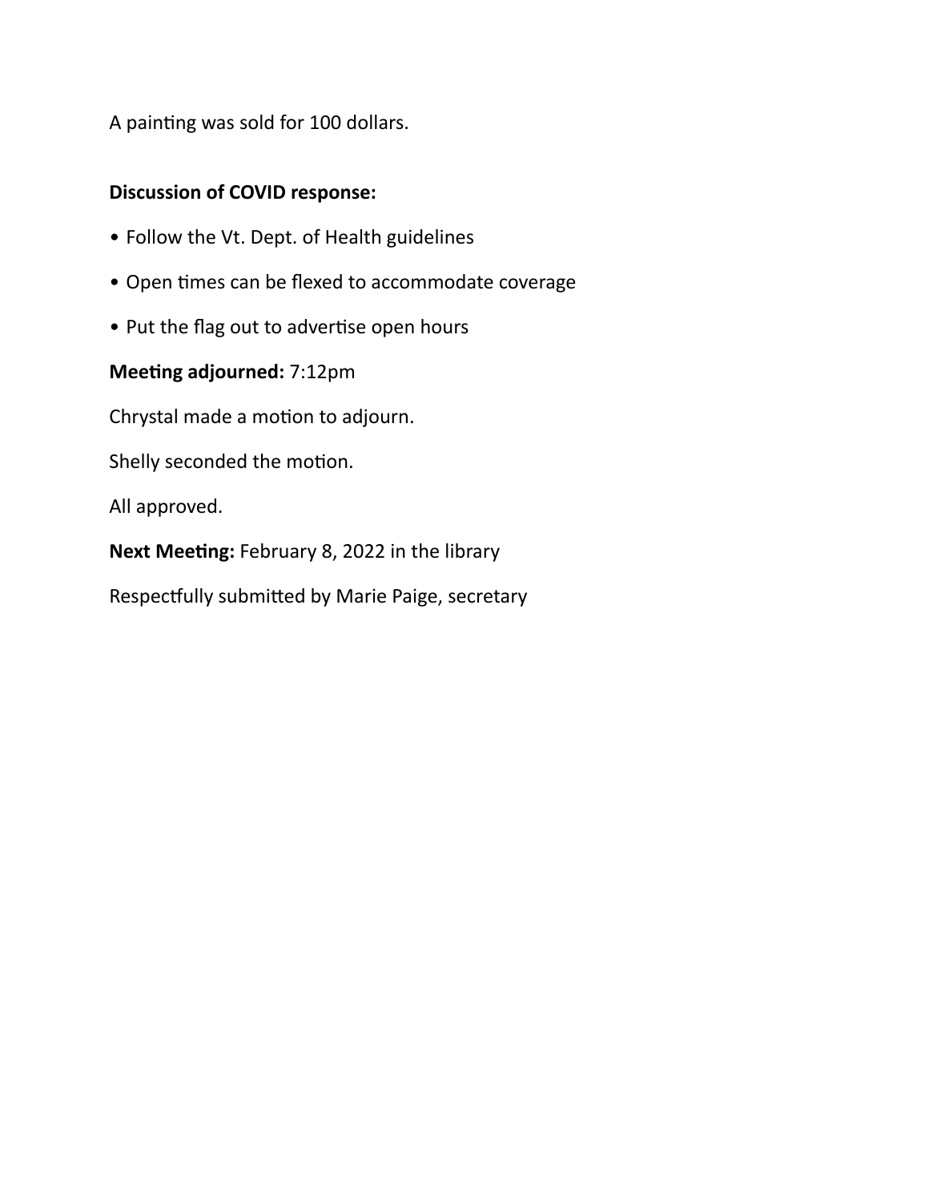A painting was sold for 100 dollars.

**Discussion of COVID response:**

- Follow the Vt. Dept. of Health guidelines
- Open times can be flexed to accommodate coverage
- Put the flag out to advertise open hours

**Meeting adjourned:** 7:12pm

Chrystal made a motion to adjourn.

Shelly seconded the motion.

All approved.

**Next Meeting:** February 8, 2022 in the library

Respectfully submitted by Marie Paige, secretary